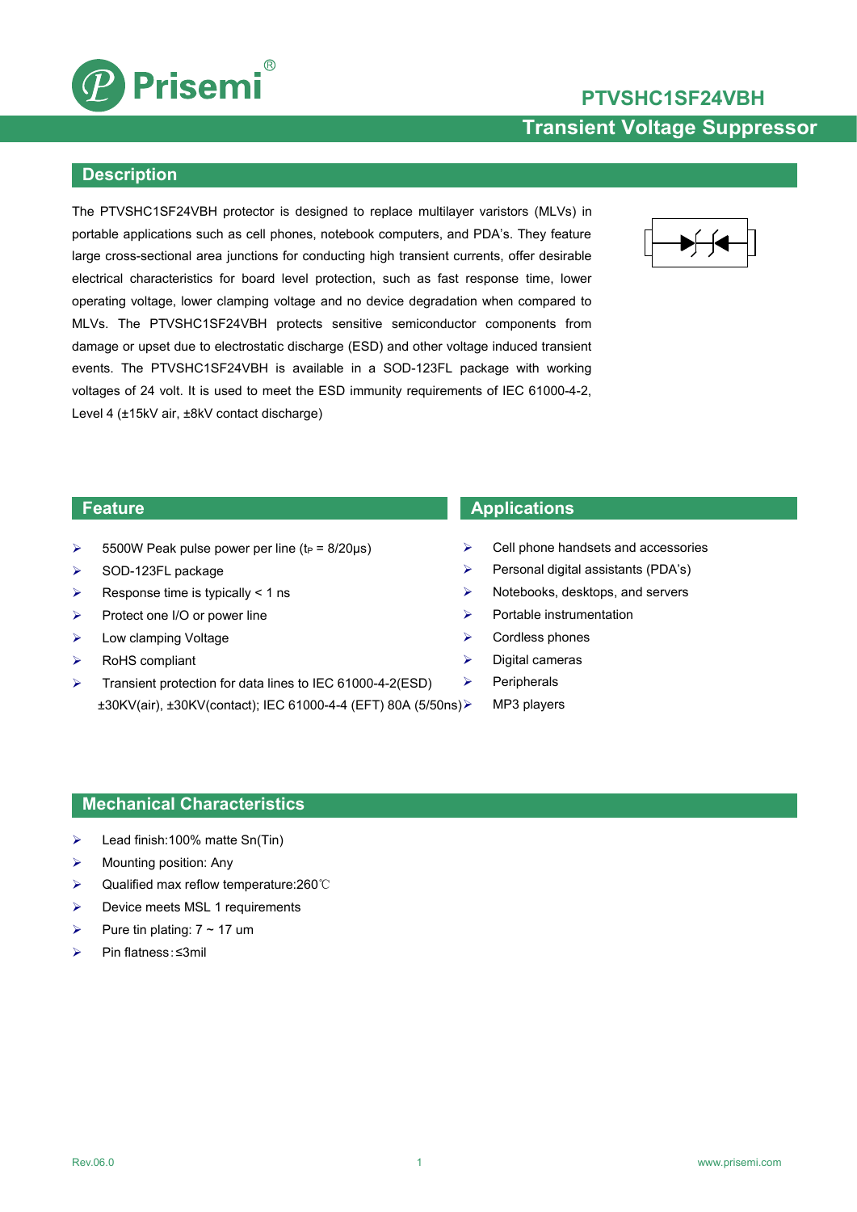# PTVSHC1SF24VBH

## Transient Voltage Suppressor

## Description

The PTVSHC1SF24VBH protector is designed to replace multilayer varistors (MLVs) in portable applications such as cell phones, notebook computers, and PDA's. They feature large cross-sectional area junctions for conducting high transient currents, offer desirable electrical characteristics for board level protection, such as fast response time, lower operating voltage, lower clamping voltage and no device degradation when compared to MLVs. The PTVSHC1SF24VBH protects sensitive semiconductor components from damage or upset due to electrostatic discharge (ESD) and other voltage induced transient events. The PTVSHC1SF24VBH is available in a SOD-123FL package with working voltages of 24 volt. It is used to meet the ESD immunity requirements of IEC 61000-4-2, Level 4 (±15kV air, ±8kV contact discharge)

## Feature

- 5500W Peak pulse power per line ($t_P$ = 8/20μs)
- SOD-123FL package
- Response time is typically < 1 ns
- Protect one I/O or power line
- Low clamping Voltage
- RoHS compliant
- Transient protection for data lines to IEC 61000-4-2(ESD) ±30KV(air), ±30KV(contact); IEC 61000-4-4 (EFT) 80A (5/50ns)

## Applications

- Cell phone handsets and accessories
- Personal digital assistants (PDA's)
- Notebooks, desktops, and servers
- Portable instrumentation
- Cordless phones
- Digital cameras
- Peripherals
- MP3 players

## Mechanical Characteristics

- Lead finish:100% matte Sn(Tin)
- Mounting position: Any
- Qualified max reflow temperature:260℃
- Device meets MSL 1 requirements
- Pure tin plating: 7 ~ 17 um
- Pin flatness:≤3mil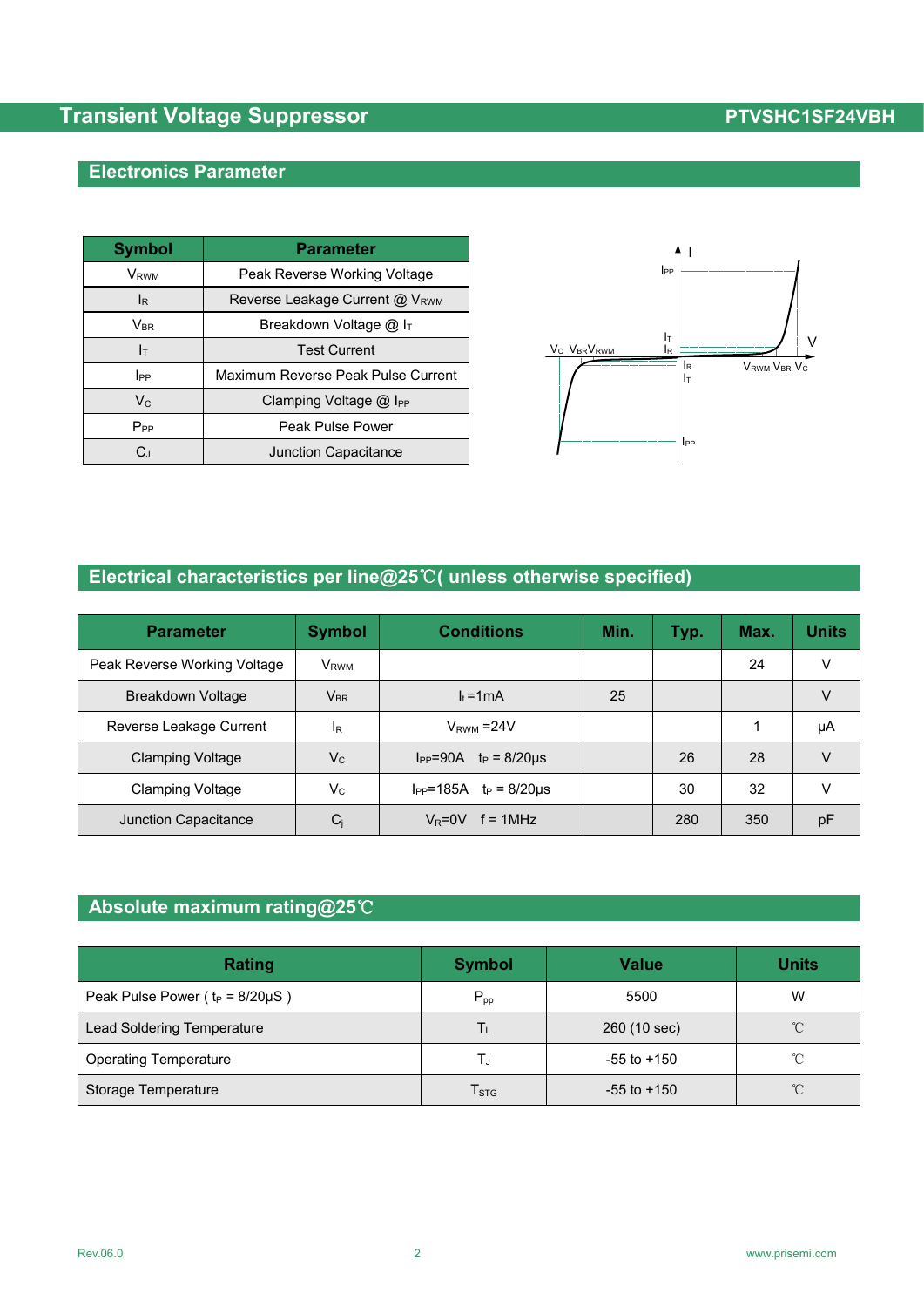## Electronics Parameter

| Symbol | Parameter |
|---|---|
| $V_{RWM}$ | Peak Reverse Working Voltage |
| $I_R$ | Reverse Leakage Current @ $V_{RWM}$ |
| $V_{BR}$ | Breakdown Voltage @ $I_T$ |
| $I_T$ | Test Current |
| $I_{PP}$ | Maximum Reverse Peak Pulse Current |
| $V_C$ | Clamping Voltage @ $I_{PP}$ |
| $P_{PP}$ | Peak Pulse Power |
| $C_J$ | Junction Capacitance |

## Electrical characteristics per line@25℃( unless otherwise specified)

| Parameter | Symbol | Conditions | Min. | Typ. | Max. | Units |
|---|---|---|---|---|---|---|
| Peak Reverse Working Voltage | $V_{RWM}$ | | | | 24 | V |
| Breakdown Voltage | $V_{BR}$ | $I_t$=1mA | 25 | | | V |
| Reverse Leakage Current | $I_R$ | $V_{RWM}$ =24V | | | 1 | μA |
| Clamping Voltage | $V_C$ | $I_{PP}$=90A $t_P$ = 8/20μs | | 26 | 28 | V |
| Clamping Voltage | $V_C$ | $I_{PP}$=185A $t_P$ = 8/20μs | | 30 | 32 | V |
| Junction Capacitance | $C_j$ | $V_R$=0V f = 1MHz | | 280 | 350 | pF |

## Absolute maximum rating@25℃

| Rating | Symbol | Value | Units |
|---|---|---|---|
| Peak Pulse Power ( $t_P$ = 8/20μS ) | $P_{pp}$ | 5500 | W |
| Lead Soldering Temperature | $T_L$ | 260 (10 sec) | ℃ |
| Operating Temperature | $T_J$ | -55 to +150 | ℃ |
| Storage Temperature | $T_{STG}$ | -55 to +150 | ℃ |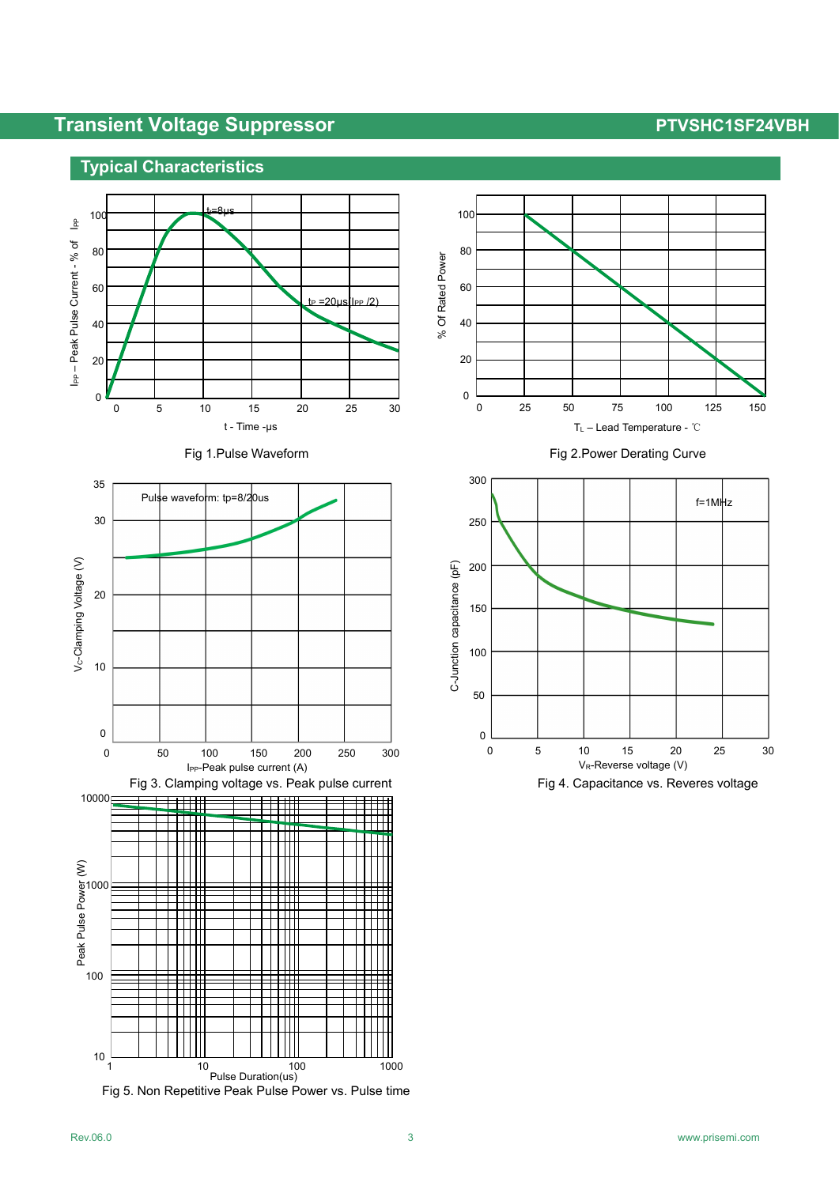## Typical Characteristics

Fig 1.Pulse Waveform

Fig 2.Power Derating Curve

Fig 3. Clamping voltage vs. Peak pulse current

Fig 4. Capacitance vs. Reveres voltage

Fig 5. Non Repetitive Peak Pulse Power vs. Pulse time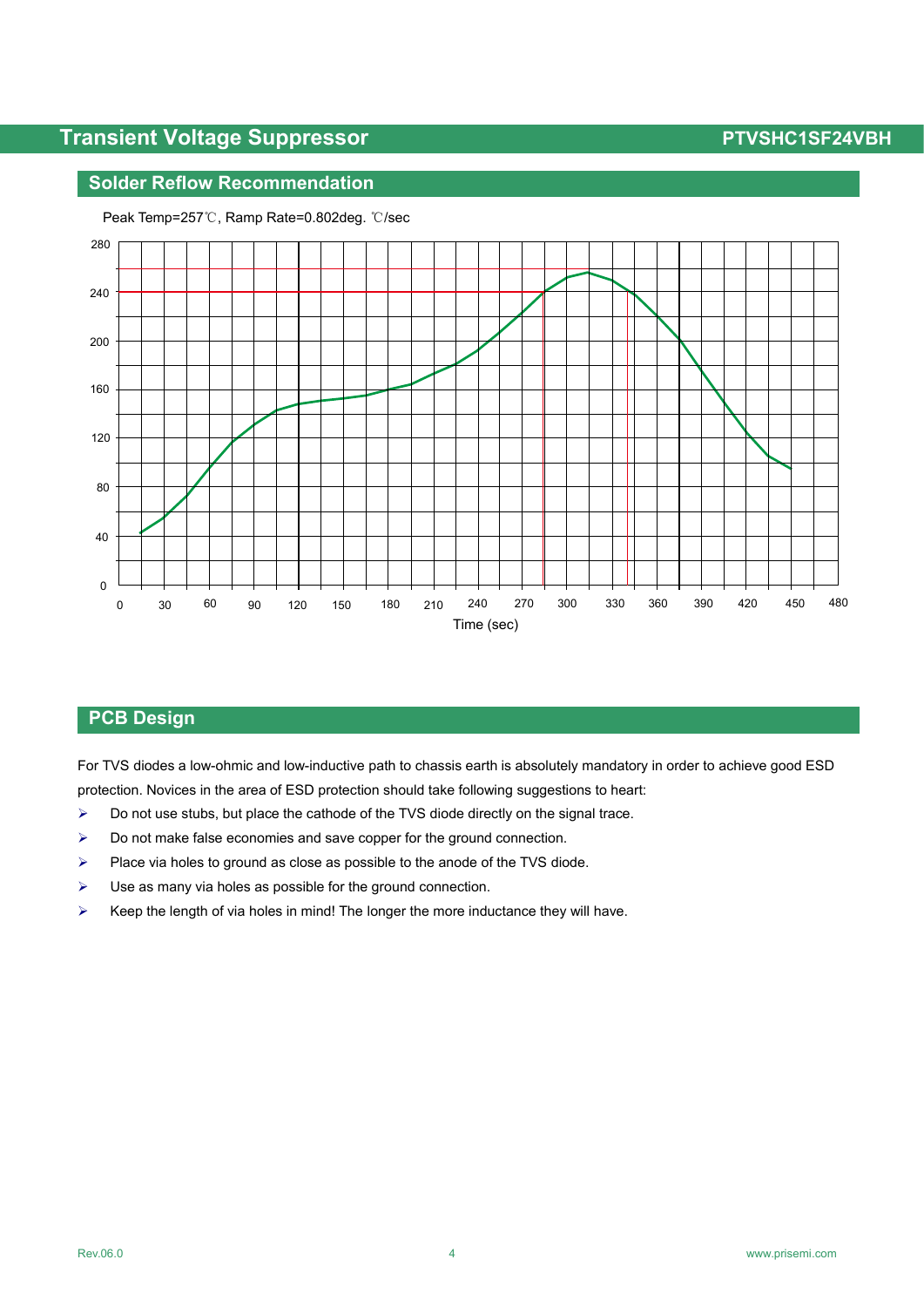## Solder Reflow Recommendation

Peak Temp=257℃, Ramp Rate=0.802deg. ℃/sec

## PCB Design

For TVS diodes a low-ohmic and low-inductive path to chassis earth is absolutely mandatory in order to achieve good ESD protection. Novices in the area of ESD protection should take following suggestions to heart:

- Do not use stubs, but place the cathode of the TVS diode directly on the signal trace.
- Do not make false economies and save copper for the ground connection.
- Place via holes to ground as close as possible to the anode of the TVS diode.
- Use as many via holes as possible for the ground connection.
- Keep the length of via holes in mind! The longer the more inductance they will have.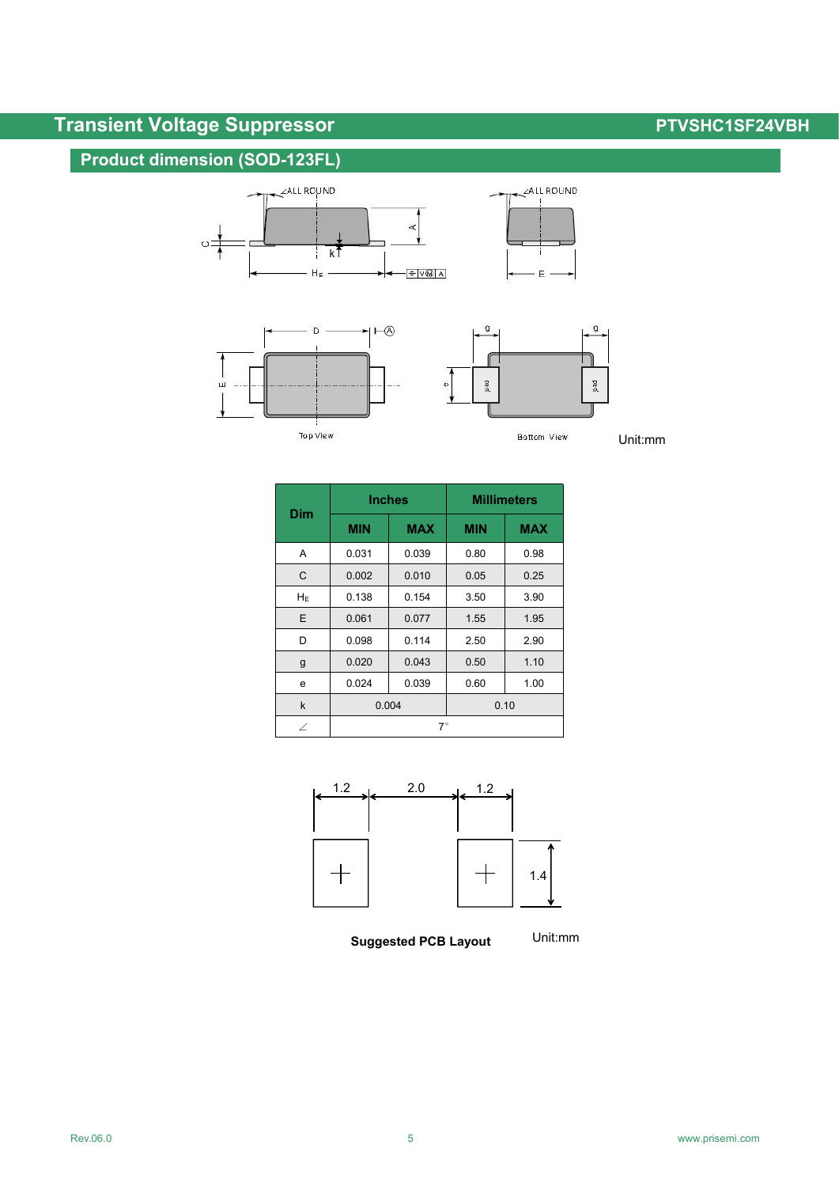## Product dimension (SOD-123FL)

Top View

Bottom View

Unit:mm

| Dim | Inches | | Millimeters | |
|---|---|---|---|---|
| | MIN | MAX | MIN | MAX |
| A | 0.031 | 0.039 | 0.80 | 0.98 |
| C | 0.002 | 0.010 | 0.05 | 0.25 |
| $H_E$ | 0.138 | 0.154 | 3.50 | 3.90 |
| E | 0.061 | 0.077 | 1.55 | 1.95 |
| D | 0.098 | 0.114 | 2.50 | 2.90 |
| g | 0.020 | 0.043 | 0.50 | 1.10 |
| e | 0.024 | 0.039 | 0.60 | 1.00 |
| k | 0.004 | | 0.10 | |
| ∠ | 7° | | | |

1.2 | 2.0 | 1.2 | 1.4

**Suggested PCB Layout**

Unit:mm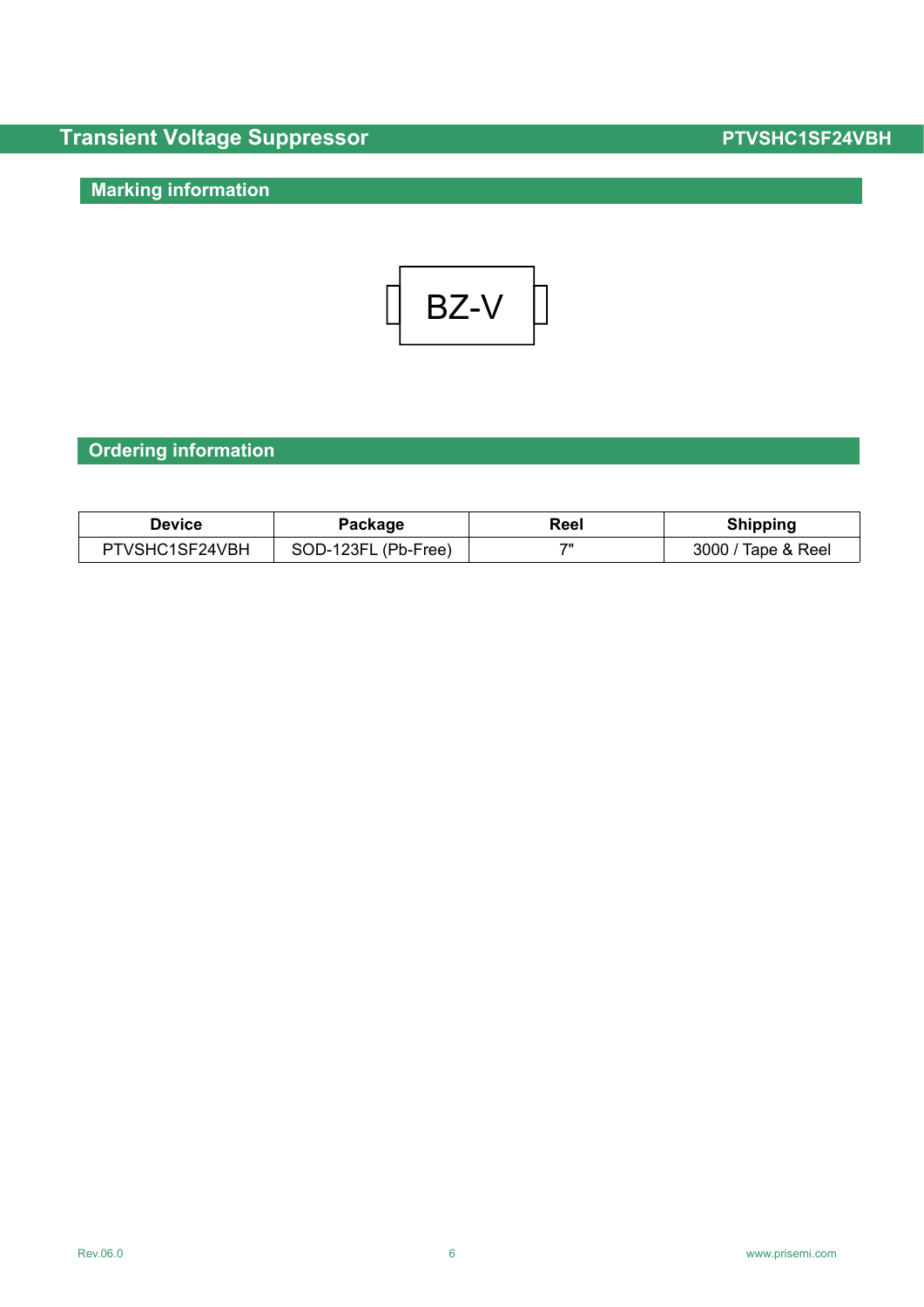## Marking information

BZ-V

## Ordering information

| Device | Package | Reel | Shipping |
| --- | --- | --- | --- |
| PTVSHC1SF24VBH | SOD-123FL (Pb-Free) | 7" | 3000 / Tape & Reel |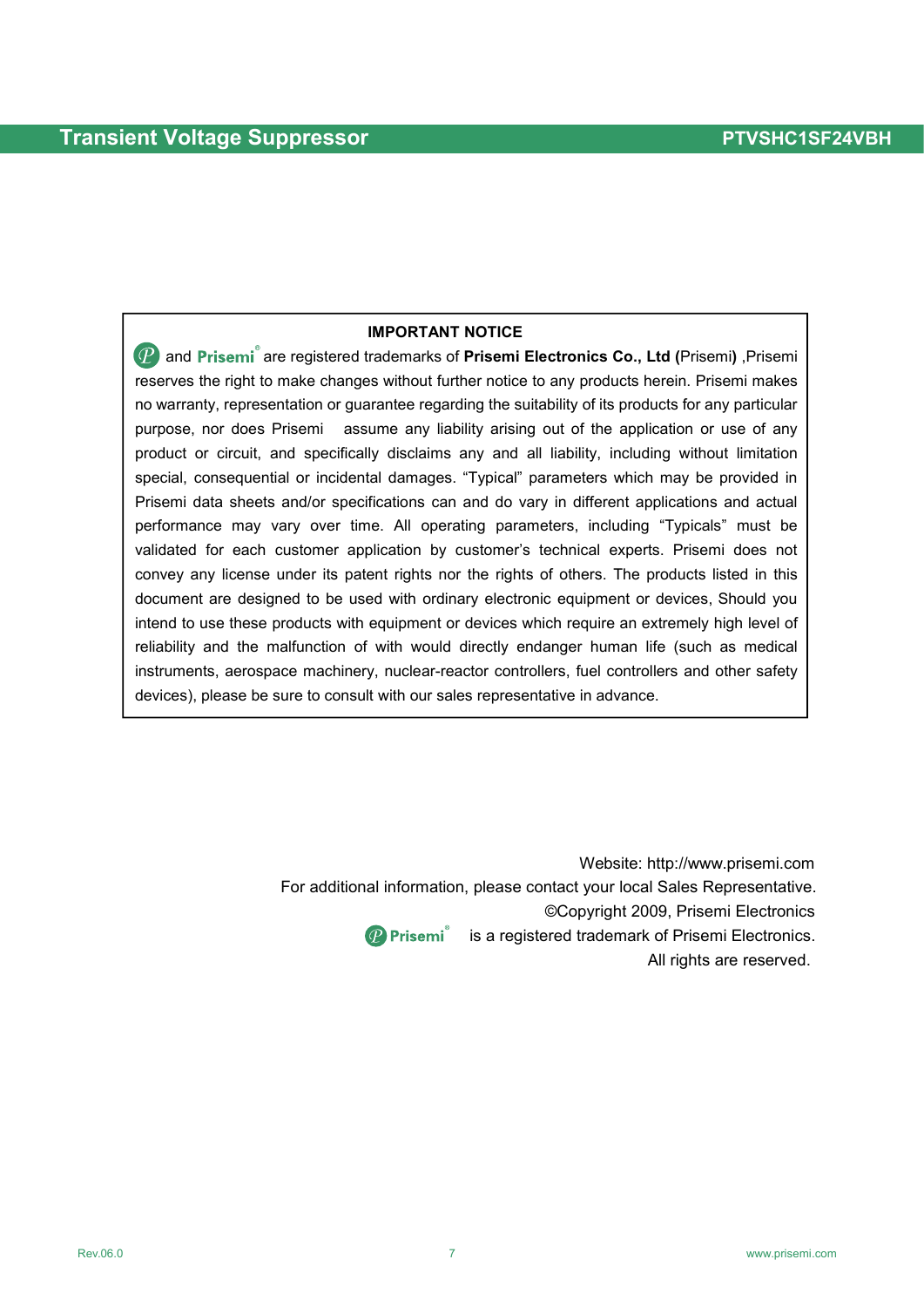## IMPORTANT NOTICE

and **Prisemi**® are registered trademarks of **Prisemi Electronics Co., Ltd (**Prisemi**)** ,Prisemi reserves the right to make changes without further notice to any products herein. Prisemi makes no warranty, representation or guarantee regarding the suitability of its products for any particular purpose, nor does Prisemi assume any liability arising out of the application or use of any product or circuit, and specifically disclaims any and all liability, including without limitation special, consequential or incidental damages. "Typical" parameters which may be provided in Prisemi data sheets and/or specifications can and do vary in different applications and actual performance may vary over time. All operating parameters, including "Typicals" must be validated for each customer application by customer's technical experts. Prisemi does not convey any license under its patent rights nor the rights of others. The products listed in this document are designed to be used with ordinary electronic equipment or devices, Should you intend to use these products with equipment or devices which require an extremely high level of reliability and the malfunction of with would directly endanger human life (such as medical instruments, aerospace machinery, nuclear-reactor controllers, fuel controllers and other safety devices), please be sure to consult with our sales representative in advance.

Website: http://www.prisemi.com

For additional information, please contact your local Sales Representative.

©Copyright 2009, Prisemi Electronics

Prisemi® is a registered trademark of Prisemi Electronics.

All rights are reserved.